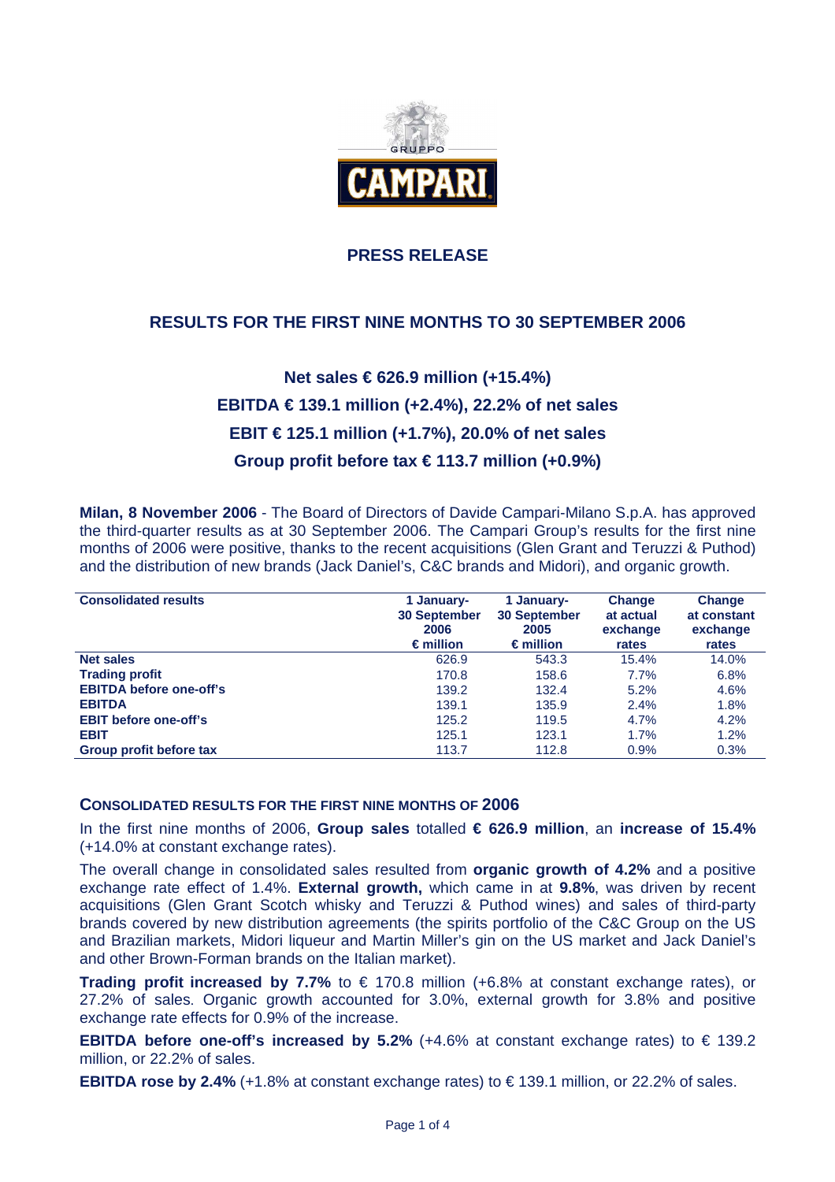## PRESS RELEASE

## RESULTS FOR THE FIRST NINE MONTHS TO 30 SEPTEMBER 2006

### Net sales € 626.9 million (+15.4%)

### EBITDA € 139.1 million (+2.4%), 22.2% of net sales

### EBIT € 125.1 million (+1.7%), 20.0% of net sales

### Group profit before tax € 113.7 million (+0.9%)

**Milan, 8 November 2006** - The Board of Directors of Davide Campari-Milano S.p.A. has approved the third-quarter results as at 30 September 2006. The Campari Group's results for the first nine months of 2006 were positive, thanks to the recent acquisitions (Glen Grant and Teruzzi & Puthod) and the distribution of new brands (Jack Daniel's, C&C brands and Midori), and organic growth.

| Consolidated results | 1 January-30 September 2006 € million | 1 January-30 September 2005 € million | Change at actual exchange rates | Change at constant exchange rates |
|---|---|---|---|---|
| **Net sales** | 626.9 | 543.3 | 15.4% | 14.0% |
| **Trading profit** | 170.8 | 158.6 | 7.7% | 6.8% |
| **EBITDA before one-off's** | 139.2 | 132.4 | 5.2% | 4.6% |
| **EBITDA** | 139.1 | 135.9 | 2.4% | 1.8% |
| **EBIT before one-off's** | 125.2 | 119.5 | 4.7% | 4.2% |
| **EBIT** | 125.1 | 123.1 | 1.7% | 1.2% |
| **Group profit before tax** | 113.7 | 112.8 | 0.9% | 0.3% |

### CONSOLIDATED RESULTS FOR THE FIRST NINE MONTHS OF 2006

In the first nine months of 2006, **Group sales** totalled **€ 626.9 million**, an **increase of 15.4%** (+14.0% at constant exchange rates).

The overall change in consolidated sales resulted from **organic growth of 4.2%** and a positive exchange rate effect of 1.4%. **External growth,** which came in at **9.8%**, was driven by recent acquisitions (Glen Grant Scotch whisky and Teruzzi & Puthod wines) and sales of third-party brands covered by new distribution agreements (the spirits portfolio of the C&C Group on the US and Brazilian markets, Midori liqueur and Martin Miller's gin on the US market and Jack Daniel's and other Brown-Forman brands on the Italian market).

**Trading profit increased by 7.7%** to € 170.8 million (+6.8% at constant exchange rates), or 27.2% of sales. Organic growth accounted for 3.0%, external growth for 3.8% and positive exchange rate effects for 0.9% of the increase.

**EBITDA before one-off's increased by 5.2%** (+4.6% at constant exchange rates) to € 139.2 million, or 22.2% of sales.

**EBITDA rose by 2.4%** (+1.8% at constant exchange rates) to € 139.1 million, or 22.2% of sales.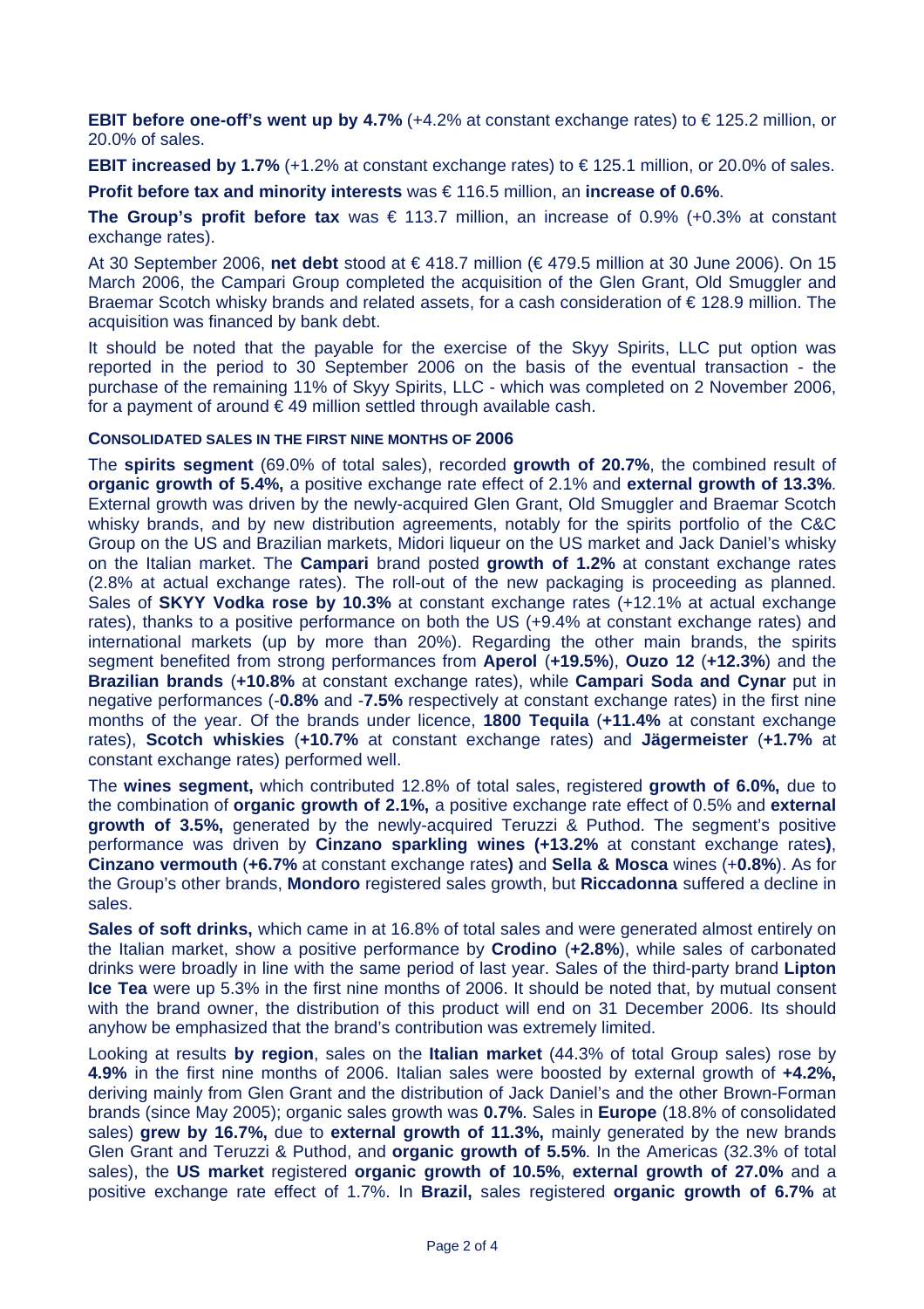**EBIT before one-off's went up by 4.7%** (+4.2% at constant exchange rates) to € 125.2 million, or 20.0% of sales.

**EBIT increased by 1.7%** (+1.2% at constant exchange rates) to € 125.1 million, or 20.0% of sales.

**Profit before tax and minority interests** was € 116.5 million, an **increase of 0.6%**.

**The Group's profit before tax** was € 113.7 million, an increase of 0.9% (+0.3% at constant exchange rates).

At 30 September 2006, **net debt** stood at € 418.7 million (€ 479.5 million at 30 June 2006). On 15 March 2006, the Campari Group completed the acquisition of the Glen Grant, Old Smuggler and Braemar Scotch whisky brands and related assets, for a cash consideration of € 128.9 million. The acquisition was financed by bank debt.

It should be noted that the payable for the exercise of the Skyy Spirits, LLC put option was reported in the period to 30 September 2006 on the basis of the eventual transaction - the purchase of the remaining 11% of Skyy Spirits, LLC - which was completed on 2 November 2006, for a payment of around € 49 million settled through available cash.

**CONSOLIDATED SALES IN THE FIRST NINE MONTHS OF 2006**

The **spirits segment** (69.0% of total sales), recorded **growth of 20.7%**, the combined result of **organic growth of 5.4%,** a positive exchange rate effect of 2.1% and **external growth of 13.3%**. External growth was driven by the newly-acquired Glen Grant, Old Smuggler and Braemar Scotch whisky brands, and by new distribution agreements, notably for the spirits portfolio of the C&C Group on the US and Brazilian markets, Midori liqueur on the US market and Jack Daniel's whisky on the Italian market. The **Campari** brand posted **growth of 1.2%** at constant exchange rates (2.8% at actual exchange rates). The roll-out of the new packaging is proceeding as planned. Sales of **SKYY Vodka rose by 10.3%** at constant exchange rates (+12.1% at actual exchange rates), thanks to a positive performance on both the US (+9.4% at constant exchange rates) and international markets (up by more than 20%). Regarding the other main brands, the spirits segment benefited from strong performances from **Aperol** (**+19.5%**), **Ouzo 12** (**+12.3%**) and the **Brazilian brands** (**+10.8%** at constant exchange rates), while **Campari Soda and Cynar** put in negative performances (-**0.8%** and -**7.5%** respectively at constant exchange rates) in the first nine months of the year. Of the brands under licence, **1800 Tequila** (**+11.4%** at constant exchange rates), **Scotch whiskies** (**+10.7%** at constant exchange rates) and **Jägermeister** (**+1.7%** at constant exchange rates) performed well.

The **wines segment,** which contributed 12.8% of total sales, registered **growth of 6.0%,** due to the combination of **organic growth of 2.1%,** a positive exchange rate effect of 0.5% and **external growth of 3.5%,** generated by the newly-acquired Teruzzi & Puthod. The segment's positive performance was driven by **Cinzano sparkling wines (+13.2%** at constant exchange rates**)**, **Cinzano vermouth** (**+6.7%** at constant exchange rates**)** and **Sella & Mosca** wines (+**0.8%**). As for the Group's other brands, **Mondoro** registered sales growth, but **Riccadonna** suffered a decline in sales.

**Sales of soft drinks,** which came in at 16.8% of total sales and were generated almost entirely on the Italian market, show a positive performance by **Crodino** (**+2.8%**), while sales of carbonated drinks were broadly in line with the same period of last year. Sales of the third-party brand **Lipton Ice Tea** were up 5.3% in the first nine months of 2006. It should be noted that, by mutual consent with the brand owner, the distribution of this product will end on 31 December 2006. Its should anyhow be emphasized that the brand's contribution was extremely limited.

Looking at results **by region**, sales on the **Italian market** (44.3% of total Group sales) rose by **4.9%** in the first nine months of 2006. Italian sales were boosted by external growth of **+4.2%,** deriving mainly from Glen Grant and the distribution of Jack Daniel's and the other Brown-Forman brands (since May 2005); organic sales growth was **0.7%**. Sales in **Europe** (18.8% of consolidated sales) **grew by 16.7%,** due to **external growth of 11.3%,** mainly generated by the new brands Glen Grant and Teruzzi & Puthod, and **organic growth of 5.5%**. In the Americas (32.3% of total sales), the **US market** registered **organic growth of 10.5%**, **external growth of 27.0%** and a positive exchange rate effect of 1.7%. In **Brazil,** sales registered **organic growth of 6.7%** at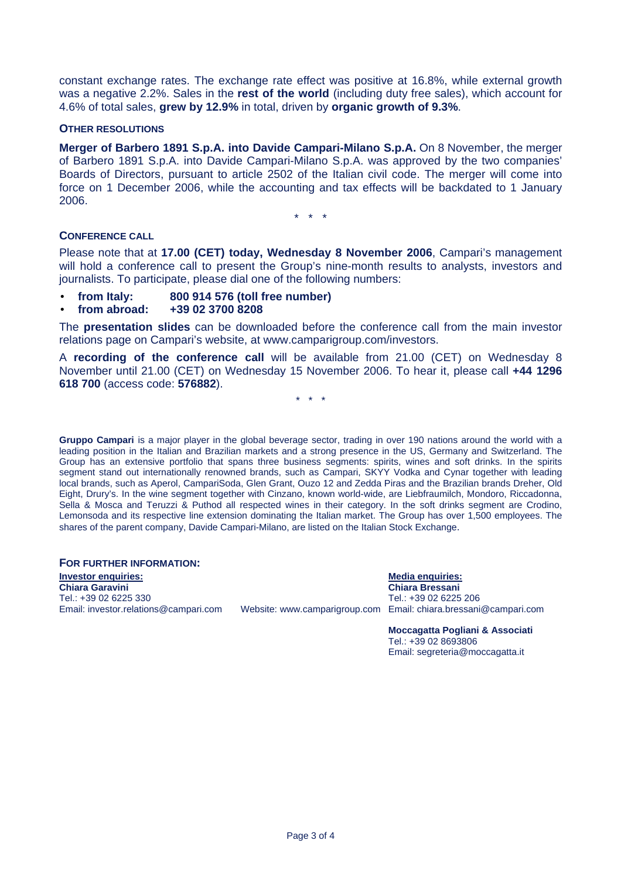constant exchange rates. The exchange rate effect was positive at 16.8%, while external growth was a negative 2.2%. Sales in the **rest of the world** (including duty free sales), which account for 4.6% of total sales, **grew by 12.9%** in total, driven by **organic growth of 9.3%**.

#### OTHER RESOLUTIONS

**Merger of Barbero 1891 S.p.A. into Davide Campari-Milano S.p.A.** On 8 November, the merger of Barbero 1891 S.p.A. into Davide Campari-Milano S.p.A. was approved by the two companies' Boards of Directors, pursuant to article 2502 of the Italian civil code. The merger will come into force on 1 December 2006, while the accounting and tax effects will be backdated to 1 January 2006.

\* \* \*

#### CONFERENCE CALL

Please note that at **17.00 (CET) today, Wednesday 8 November 2006**, Campari's management will hold a conference call to present the Group's nine-month results to analysts, investors and journalists. To participate, please dial one of the following numbers:

- **from Italy: 800 914 576 (toll free number)**
- **from abroad: +39 02 3700 8208**

The **presentation slides** can be downloaded before the conference call from the main investor relations page on Campari's website, at www.camparigroup.com/investors.

A **recording of the conference call** will be available from 21.00 (CET) on Wednesday 8 November until 21.00 (CET) on Wednesday 15 November 2006. To hear it, please call **+44 1296 618 700** (access code: **576882**).

\* \* \*

**Gruppo Campari** is a major player in the global beverage sector, trading in over 190 nations around the world with a leading position in the Italian and Brazilian markets and a strong presence in the US, Germany and Switzerland. The Group has an extensive portfolio that spans three business segments: spirits, wines and soft drinks. In the spirits segment stand out internationally renowned brands, such as Campari, SKYY Vodka and Cynar together with leading local brands, such as Aperol, CampariSoda, Glen Grant, Ouzo 12 and Zedda Piras and the Brazilian brands Dreher, Old Eight, Drury's. In the wine segment together with Cinzano, known world-wide, are Liebfraumilch, Mondoro, Riccadonna, Sella & Mosca and Teruzzi & Puthod all respected wines in their category. In the soft drinks segment are Crodino, Lemonsoda and its respective line extension dominating the Italian market. The Group has over 1,500 employees. The shares of the parent company, Davide Campari-Milano, are listed on the Italian Stock Exchange.

#### FOR FURTHER INFORMATION:

**Investor enquiries:**
**Chiara Garavini**
Tel.: +39 02 6225 330
Email: investor.relations@campari.com

Website: www.camparigroup.com

**Media enquiries:**
**Chiara Bressani**
Tel.: +39 02 6225 206
Email: chiara.bressani@campari.com

**Moccagatta Pogliani & Associati**
Tel.: +39 02 8693806
Email: segreteria@moccagatta.it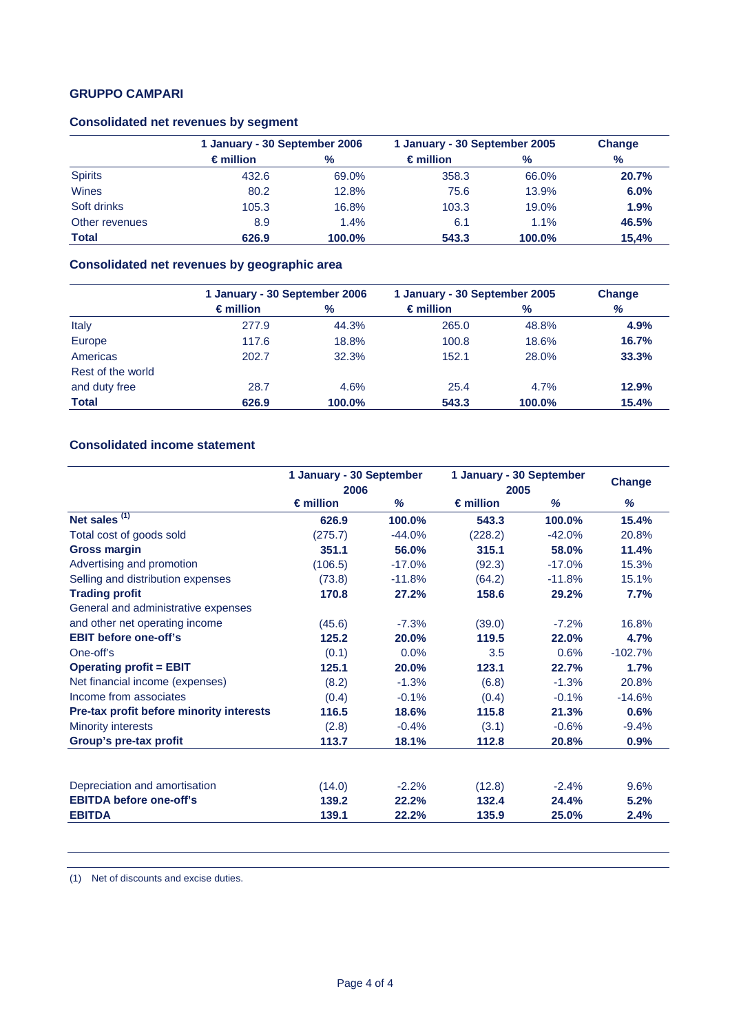**GRUPPO CAMPARI**

## Consolidated net revenues by segment

| | 1 January - 30 September 2006 | | 1 January - 30 September 2005 | | Change |
|---|---|---|---|---|---|
| | € million | % | € million | % | % |
| Spirits | 432.6 | 69.0% | 358.3 | 66.0% | **20.7%** |
| Wines | 80.2 | 12.8% | 75.6 | 13.9% | **6.0%** |
| Soft drinks | 105.3 | 16.8% | 103.3 | 19.0% | **1.9%** |
| Other revenues | 8.9 | 1.4% | 6.1 | 1.1% | **46.5%** |
| **Total** | **626.9** | **100.0%** | **543.3** | **100.0%** | **15,4%** |

## Consolidated net revenues by geographic area

| | 1 January - 30 September 2006 | | 1 January - 30 September 2005 | | Change |
|---|---|---|---|---|---|
| | € million | % | € million | % | % |
| Italy | 277.9 | 44.3% | 265.0 | 48.8% | **4.9%** |
| Europe | 117.6 | 18.8% | 100.8 | 18.6% | **16.7%** |
| Americas | 202.7 | 32.3% | 152.1 | 28.0% | **33.3%** |
| Rest of the world and duty free | 28.7 | 4.6% | 25.4 | 4.7% | **12.9%** |
| **Total** | **626.9** | **100.0%** | **543.3** | **100.0%** | **15.4%** |

## Consolidated income statement

| | 1 January - 30 September 2006 | | 1 January - 30 September 2005 | | Change |
|---|---|---|---|---|---|
| | € million | % | € million | % | % |
| **Net sales** [1] | **626.9** | **100.0%** | **543.3** | **100.0%** | **15.4%** |
| Total cost of goods sold | (275.7) | -44.0% | (228.2) | -42.0% | 20.8% |
| **Gross margin** | **351.1** | **56.0%** | **315.1** | **58.0%** | **11.4%** |
| Advertising and promotion | (106.5) | -17.0% | (92.3) | -17.0% | 15.3% |
| Selling and distribution expenses | (73.8) | -11.8% | (64.2) | -11.8% | 15.1% |
| **Trading profit** | **170.8** | **27.2%** | **158.6** | **29.2%** | **7.7%** |
| General and administrative expenses and other net operating income | (45.6) | -7.3% | (39.0) | -7.2% | 16.8% |
| **EBIT before one-off's** | **125.2** | **20.0%** | **119.5** | **22.0%** | **4.7%** |
| One-off's | (0.1) | 0.0% | 3.5 | 0.6% | -102.7% |
| **Operating profit = EBIT** | **125.1** | **20.0%** | **123.1** | **22.7%** | **1.7%** |
| Net financial income (expenses) | (8.2) | -1.3% | (6.8) | -1.3% | 20.8% |
| Income from associates | (0.4) | -0.1% | (0.4) | -0.1% | -14.6% |
| **Pre-tax profit before minority interests** | **116.5** | **18.6%** | **115.8** | **21.3%** | **0.6%** |
| Minority interests | (2.8) | -0.4% | (3.1) | -0.6% | -9.4% |
| **Group's pre-tax profit** | **113.7** | **18.1%** | **112.8** | **20.8%** | **0.9%** |
| | | | | | |
| Depreciation and amortisation | (14.0) | -2.2% | (12.8) | -2.4% | 9.6% |
| **EBITDA before one-off's** | **139.2** | **22.2%** | **132.4** | **24.4%** | **5.2%** |
| **EBITDA** | **139.1** | **22.2%** | **135.9** | **25.0%** | **2.4%** |

(1) Net of discounts and excise duties.